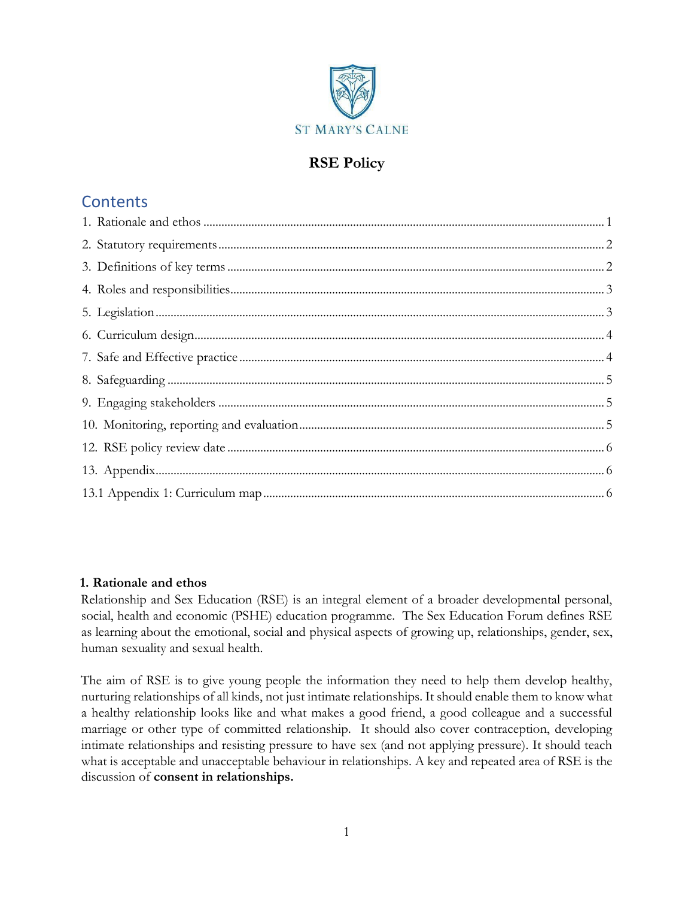ST MARY'S CALNE

# RSE Policy

## Contents

1. Rationale and ethos ........ 1
2. Statutory requirements ........ 2
3. Definitions of key terms ........ 2
4. Roles and responsibilities ........ 3
5. Legislation ........ 3
6. Curriculum design ........ 4
7. Safe and Effective practice ........ 4
8. Safeguarding ........ 5
9. Engaging stakeholders ........ 5
10. Monitoring, reporting and evaluation ........ 5
12. RSE policy review date ........ 6
13. Appendix ........ 6
13.1 Appendix 1: Curriculum map ........ 6

### 1. Rationale and ethos

Relationship and Sex Education (RSE) is an integral element of a broader developmental personal, social, health and economic (PSHE) education programme. The Sex Education Forum defines RSE as learning about the emotional, social and physical aspects of growing up, relationships, gender, sex, human sexuality and sexual health.

The aim of RSE is to give young people the information they need to help them develop healthy, nurturing relationships of all kinds, not just intimate relationships. It should enable them to know what a healthy relationship looks like and what makes a good friend, a good colleague and a successful marriage or other type of committed relationship. It should also cover contraception, developing intimate relationships and resisting pressure to have sex (and not applying pressure). It should teach what is acceptable and unacceptable behaviour in relationships. A key and repeated area of RSE is the discussion of **consent in relationships.**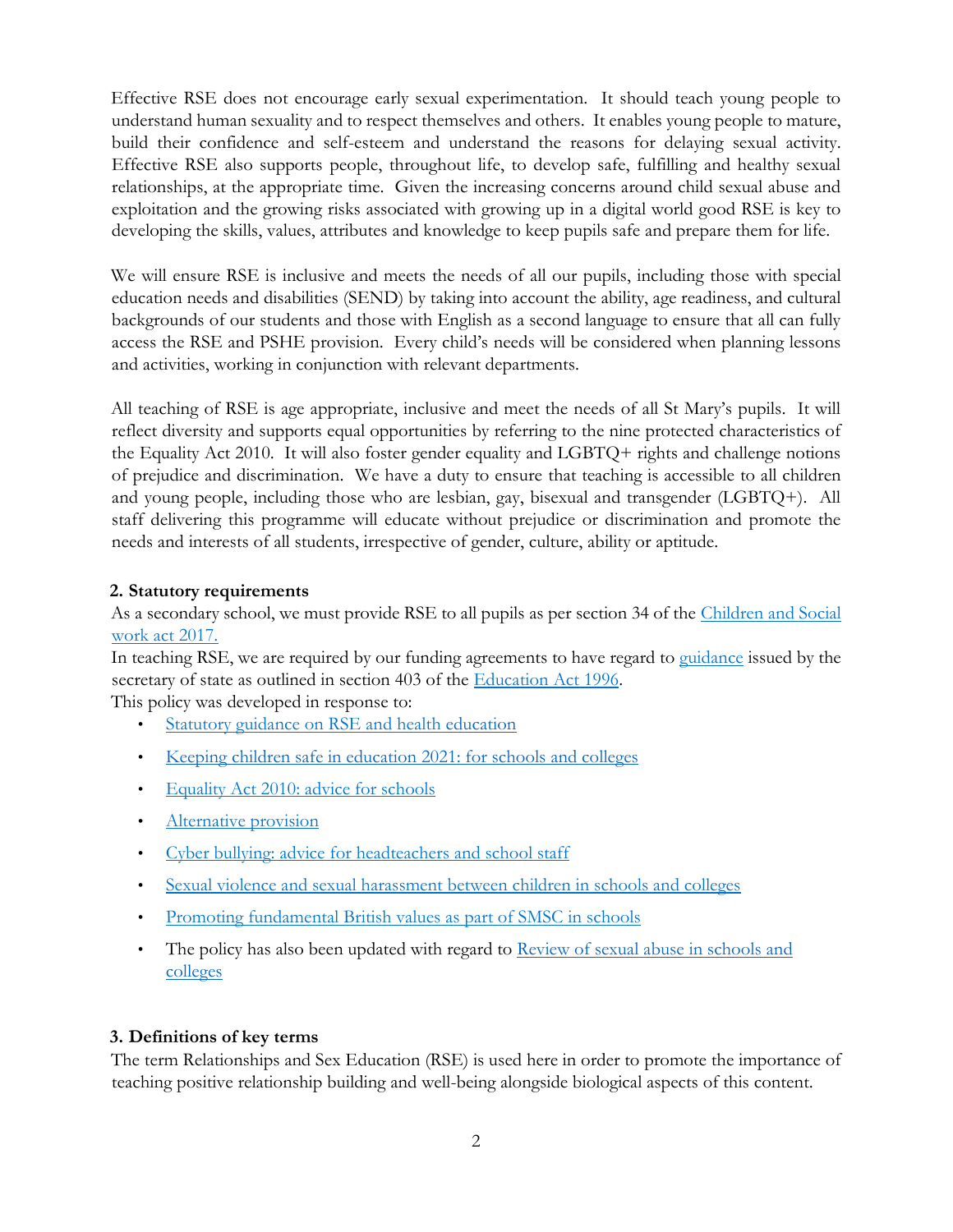Effective RSE does not encourage early sexual experimentation. It should teach young people to understand human sexuality and to respect themselves and others. It enables young people to mature, build their confidence and self-esteem and understand the reasons for delaying sexual activity. Effective RSE also supports people, throughout life, to develop safe, fulfilling and healthy sexual relationships, at the appropriate time. Given the increasing concerns around child sexual abuse and exploitation and the growing risks associated with growing up in a digital world good RSE is key to developing the skills, values, attributes and knowledge to keep pupils safe and prepare them for life.

We will ensure RSE is inclusive and meets the needs of all our pupils, including those with special education needs and disabilities (SEND) by taking into account the ability, age readiness, and cultural backgrounds of our students and those with English as a second language to ensure that all can fully access the RSE and PSHE provision. Every child's needs will be considered when planning lessons and activities, working in conjunction with relevant departments.

All teaching of RSE is age appropriate, inclusive and meet the needs of all St Mary's pupils. It will reflect diversity and supports equal opportunities by referring to the nine protected characteristics of the Equality Act 2010. It will also foster gender equality and LGBTQ+ rights and challenge notions of prejudice and discrimination. We have a duty to ensure that teaching is accessible to all children and young people, including those who are lesbian, gay, bisexual and transgender (LGBTQ+). All staff delivering this programme will educate without prejudice or discrimination and promote the needs and interests of all students, irrespective of gender, culture, ability or aptitude.

**2. Statutory requirements**

As a secondary school, we must provide RSE to all pupils as per section 34 of the Children and Social work act 2017.

In teaching RSE, we are required by our funding agreements to have regard to guidance issued by the secretary of state as outlined in section 403 of the Education Act 1996.

This policy was developed in response to:

- Statutory guidance on RSE and health education
- Keeping children safe in education 2021: for schools and colleges
- Equality Act 2010: advice for schools
- Alternative provision
- Cyber bullying: advice for headteachers and school staff
- Sexual violence and sexual harassment between children in schools and colleges
- Promoting fundamental British values as part of SMSC in schools
- The policy has also been updated with regard to Review of sexual abuse in schools and colleges

**3. Definitions of key terms**

The term Relationships and Sex Education (RSE) is used here in order to promote the importance of teaching positive relationship building and well-being alongside biological aspects of this content.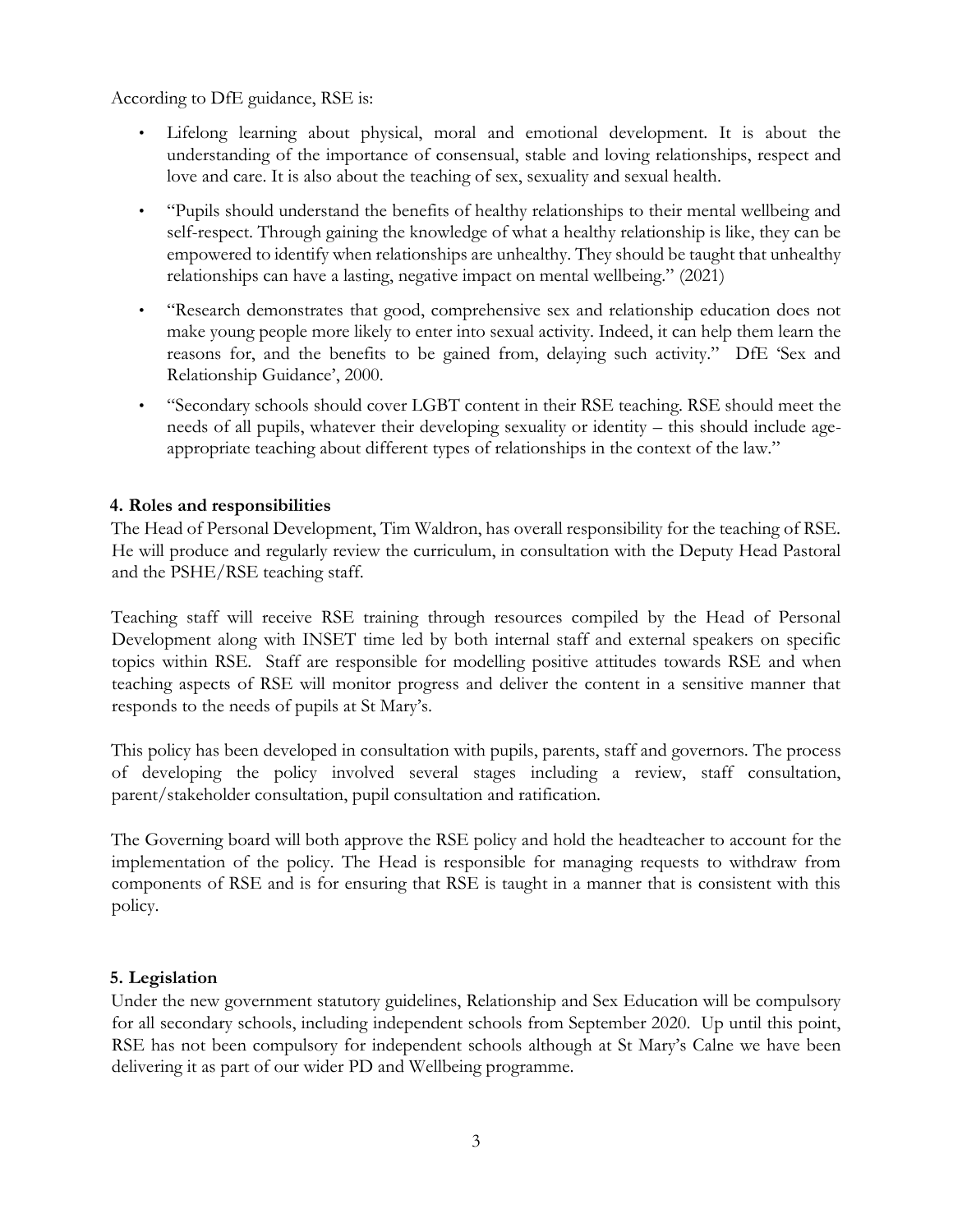According to DfE guidance, RSE is:

- Lifelong learning about physical, moral and emotional development. It is about the understanding of the importance of consensual, stable and loving relationships, respect and love and care. It is also about the teaching of sex, sexuality and sexual health.
- "Pupils should understand the benefits of healthy relationships to their mental wellbeing and self-respect. Through gaining the knowledge of what a healthy relationship is like, they can be empowered to identify when relationships are unhealthy. They should be taught that unhealthy relationships can have a lasting, negative impact on mental wellbeing." (2021)
- "Research demonstrates that good, comprehensive sex and relationship education does not make young people more likely to enter into sexual activity. Indeed, it can help them learn the reasons for, and the benefits to be gained from, delaying such activity." DfE 'Sex and Relationship Guidance', 2000.
- "Secondary schools should cover LGBT content in their RSE teaching. RSE should meet the needs of all pupils, whatever their developing sexuality or identity – this should include age-appropriate teaching about different types of relationships in the context of the law."

## 4. Roles and responsibilities

The Head of Personal Development, Tim Waldron, has overall responsibility for the teaching of RSE. He will produce and regularly review the curriculum, in consultation with the Deputy Head Pastoral and the PSHE/RSE teaching staff.

Teaching staff will receive RSE training through resources compiled by the Head of Personal Development along with INSET time led by both internal staff and external speakers on specific topics within RSE. Staff are responsible for modelling positive attitudes towards RSE and when teaching aspects of RSE will monitor progress and deliver the content in a sensitive manner that responds to the needs of pupils at St Mary's.

This policy has been developed in consultation with pupils, parents, staff and governors. The process of developing the policy involved several stages including a review, staff consultation, parent/stakeholder consultation, pupil consultation and ratification.

The Governing board will both approve the RSE policy and hold the headteacher to account for the implementation of the policy. The Head is responsible for managing requests to withdraw from components of RSE and is for ensuring that RSE is taught in a manner that is consistent with this policy.

## 5. Legislation

Under the new government statutory guidelines, Relationship and Sex Education will be compulsory for all secondary schools, including independent schools from September 2020. Up until this point, RSE has not been compulsory for independent schools although at St Mary's Calne we have been delivering it as part of our wider PD and Wellbeing programme.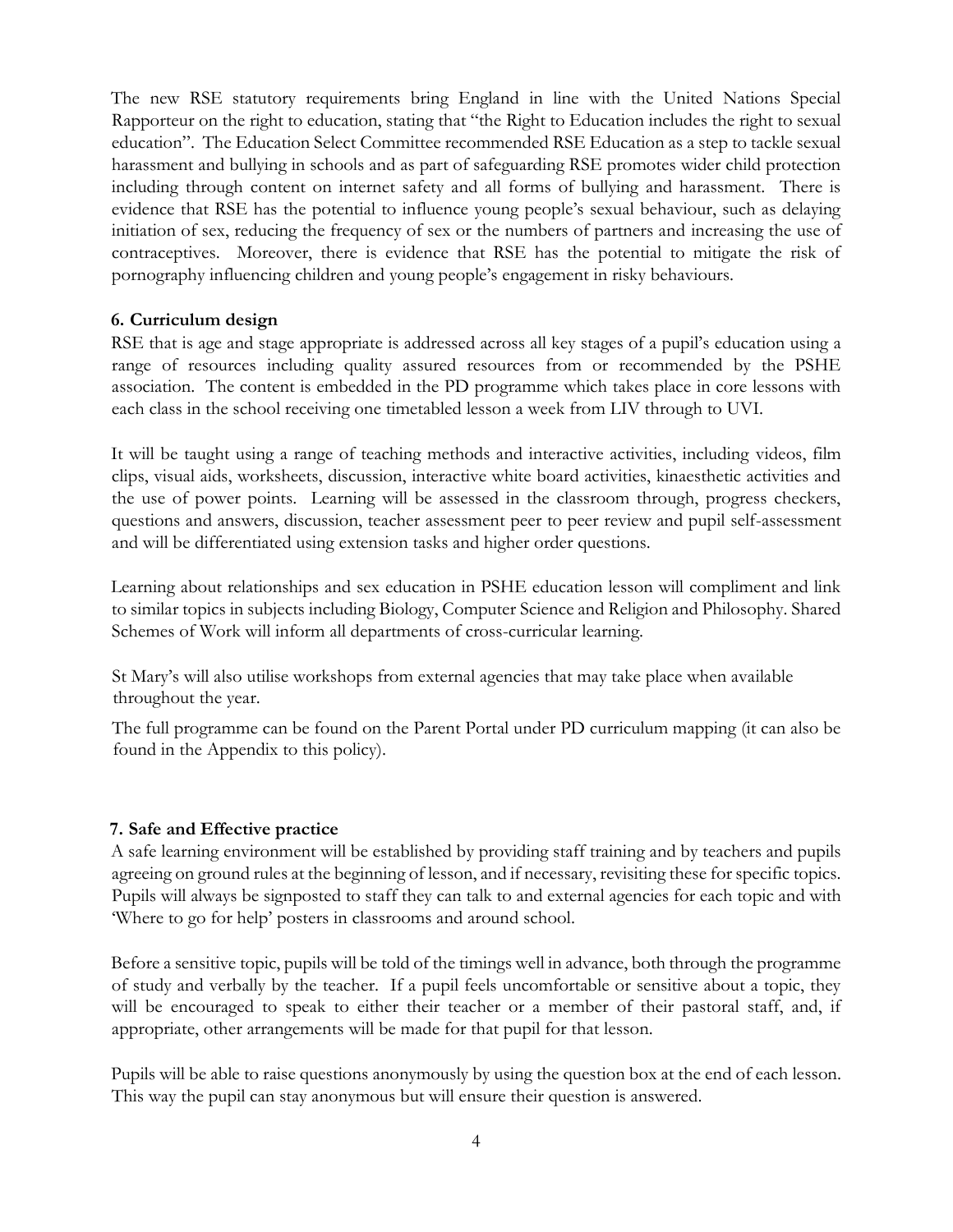The new RSE statutory requirements bring England in line with the United Nations Special Rapporteur on the right to education, stating that "the Right to Education includes the right to sexual education". The Education Select Committee recommended RSE Education as a step to tackle sexual harassment and bullying in schools and as part of safeguarding RSE promotes wider child protection including through content on internet safety and all forms of bullying and harassment. There is evidence that RSE has the potential to influence young people's sexual behaviour, such as delaying initiation of sex, reducing the frequency of sex or the numbers of partners and increasing the use of contraceptives. Moreover, there is evidence that RSE has the potential to mitigate the risk of pornography influencing children and young people's engagement in risky behaviours.

### 6. Curriculum design

RSE that is age and stage appropriate is addressed across all key stages of a pupil's education using a range of resources including quality assured resources from or recommended by the PSHE association. The content is embedded in the PD programme which takes place in core lessons with each class in the school receiving one timetabled lesson a week from LIV through to UVI.

It will be taught using a range of teaching methods and interactive activities, including videos, film clips, visual aids, worksheets, discussion, interactive white board activities, kinaesthetic activities and the use of power points. Learning will be assessed in the classroom through, progress checkers, questions and answers, discussion, teacher assessment peer to peer review and pupil self-assessment and will be differentiated using extension tasks and higher order questions.

Learning about relationships and sex education in PSHE education lesson will compliment and link to similar topics in subjects including Biology, Computer Science and Religion and Philosophy. Shared Schemes of Work will inform all departments of cross-curricular learning.

St Mary's will also utilise workshops from external agencies that may take place when available throughout the year.

The full programme can be found on the Parent Portal under PD curriculum mapping (it can also be found in the Appendix to this policy).

### 7. Safe and Effective practice

A safe learning environment will be established by providing staff training and by teachers and pupils agreeing on ground rules at the beginning of lesson, and if necessary, revisiting these for specific topics. Pupils will always be signposted to staff they can talk to and external agencies for each topic and with 'Where to go for help' posters in classrooms and around school.

Before a sensitive topic, pupils will be told of the timings well in advance, both through the programme of study and verbally by the teacher. If a pupil feels uncomfortable or sensitive about a topic, they will be encouraged to speak to either their teacher or a member of their pastoral staff, and, if appropriate, other arrangements will be made for that pupil for that lesson.

Pupils will be able to raise questions anonymously by using the question box at the end of each lesson. This way the pupil can stay anonymous but will ensure their question is answered.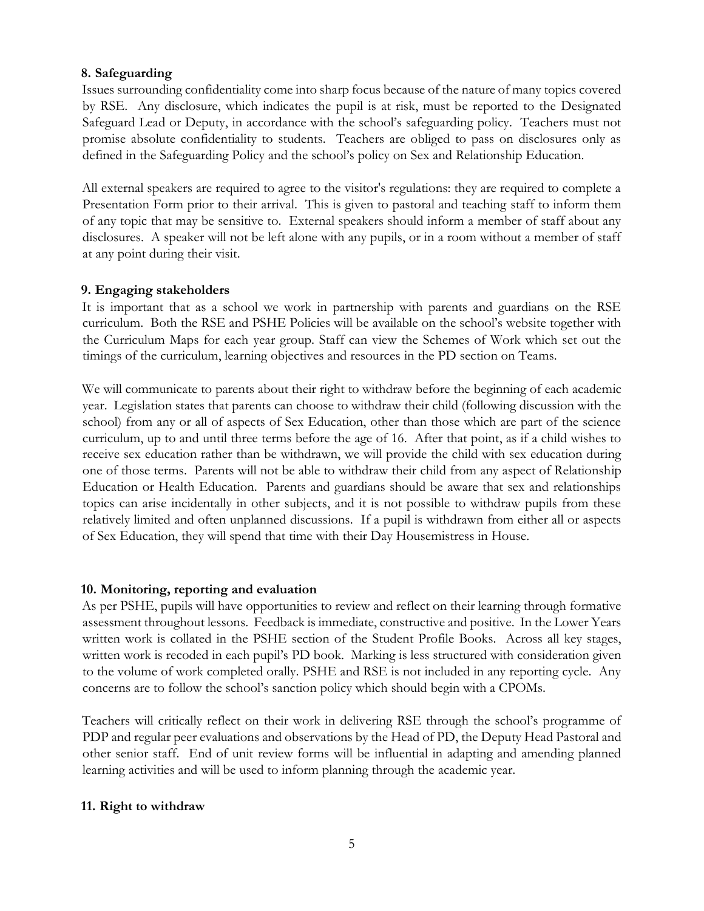**8. Safeguarding**

Issues surrounding confidentiality come into sharp focus because of the nature of many topics covered by RSE. Any disclosure, which indicates the pupil is at risk, must be reported to the Designated Safeguard Lead or Deputy, in accordance with the school's safeguarding policy. Teachers must not promise absolute confidentiality to students. Teachers are obliged to pass on disclosures only as defined in the Safeguarding Policy and the school's policy on Sex and Relationship Education.

All external speakers are required to agree to the visitor's regulations: they are required to complete a Presentation Form prior to their arrival. This is given to pastoral and teaching staff to inform them of any topic that may be sensitive to. External speakers should inform a member of staff about any disclosures. A speaker will not be left alone with any pupils, or in a room without a member of staff at any point during their visit.

**9. Engaging stakeholders**

It is important that as a school we work in partnership with parents and guardians on the RSE curriculum. Both the RSE and PSHE Policies will be available on the school's website together with the Curriculum Maps for each year group. Staff can view the Schemes of Work which set out the timings of the curriculum, learning objectives and resources in the PD section on Teams.

We will communicate to parents about their right to withdraw before the beginning of each academic year. Legislation states that parents can choose to withdraw their child (following discussion with the school) from any or all of aspects of Sex Education, other than those which are part of the science curriculum, up to and until three terms before the age of 16. After that point, as if a child wishes to receive sex education rather than be withdrawn, we will provide the child with sex education during one of those terms. Parents will not be able to withdraw their child from any aspect of Relationship Education or Health Education. Parents and guardians should be aware that sex and relationships topics can arise incidentally in other subjects, and it is not possible to withdraw pupils from these relatively limited and often unplanned discussions. If a pupil is withdrawn from either all or aspects of Sex Education, they will spend that time with their Day Housemistress in House.

**10. Monitoring, reporting and evaluation**

As per PSHE, pupils will have opportunities to review and reflect on their learning through formative assessment throughout lessons. Feedback is immediate, constructive and positive. In the Lower Years written work is collated in the PSHE section of the Student Profile Books. Across all key stages, written work is recoded in each pupil's PD book. Marking is less structured with consideration given to the volume of work completed orally. PSHE and RSE is not included in any reporting cycle. Any concerns are to follow the school's sanction policy which should begin with a CPOMs.

Teachers will critically reflect on their work in delivering RSE through the school's programme of PDP and regular peer evaluations and observations by the Head of PD, the Deputy Head Pastoral and other senior staff. End of unit review forms will be influential in adapting and amending planned learning activities and will be used to inform planning through the academic year.

**11. Right to withdraw**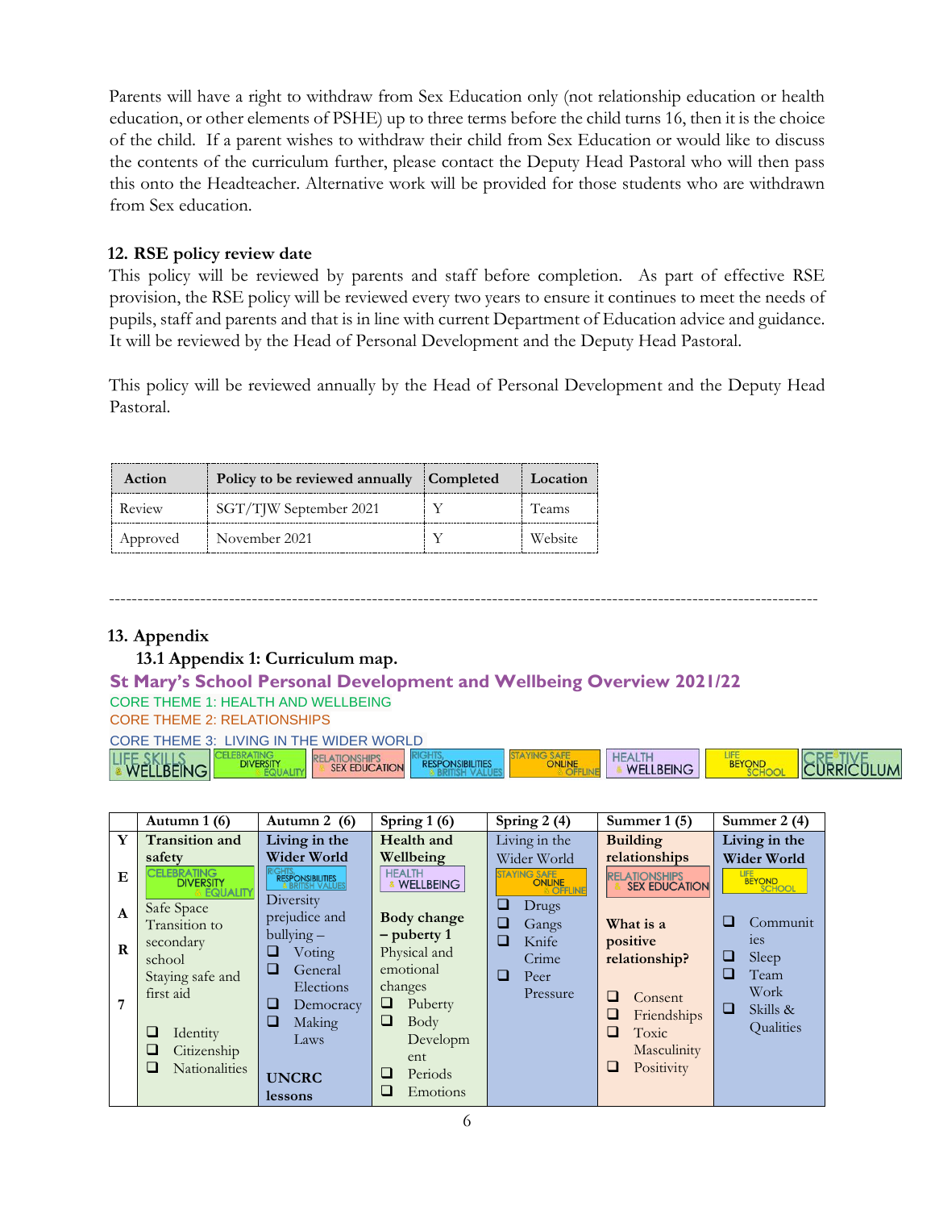Parents will have a right to withdraw from Sex Education only (not relationship education or health education, or other elements of PSHE) up to three terms before the child turns 16, then it is the choice of the child. If a parent wishes to withdraw their child from Sex Education or would like to discuss the contents of the curriculum further, please contact the Deputy Head Pastoral who will then pass this onto the Headteacher. Alternative work will be provided for those students who are withdrawn from Sex education.

## 12. RSE policy review date

This policy will be reviewed by parents and staff before completion. As part of effective RSE provision, the RSE policy will be reviewed every two years to ensure it continues to meet the needs of pupils, staff and parents and that is in line with current Department of Education advice and guidance. It will be reviewed by the Head of Personal Development and the Deputy Head Pastoral.

This policy will be reviewed annually by the Head of Personal Development and the Deputy Head Pastoral.

| Action | Policy to be reviewed annually | Completed | Location |
|---|---|---|---|
| Review | SGT/TJW September 2021 | Y | Teams |
| Approved | November 2021 | Y | Website |

---

## 13. Appendix

### 13.1 Appendix 1: Curriculum map.

**St Mary's School Personal Development and Wellbeing Overview 2021/22**

CORE THEME 1: HEALTH AND WELLBEING

CORE THEME 2: RELATIONSHIPS

CORE THEME 3: LIVING IN THE WIDER WORLD

LIFE SKILLS & WELLBEING | CELEBRATING DIVERSITY & EQUALITY | RELATIONSHIPS & SEX EDUCATION | RIGHTS, RESPONSIBILITIES & BRITISH VALUES | STAYING SAFE ONLINE & OFFLINE | HEALTH & WELLBEING | LIFE BEYOND SCHOOL | CREATIVE CURRICULUM

| | Autumn 1 (6) | Autumn 2 (6) | Spring 1 (6) | Spring 2 (4) | Summer 1 (5) | Summer 2 (4) |
|---|---|---|---|---|---|---|
| YEAR 7 | **Transition and safety**<br>CELEBRATING DIVERSITY & EQUALITY<br>Safe Space<br>Transition to secondary school<br>Staying safe and first aid<br>❑ Identity<br>❑ Citizenship<br>❑ Nationalities | **Living in the Wider World**<br>RIGHTS, RESPONSIBILITIES & BRITISH VALUES<br>Diversity prejudice and bullying –<br>❑ Voting<br>❑ General Elections<br>❑ Democracy<br>❑ Making Laws<br>**UNCRC lessons** | **Health and Wellbeing**<br>HEALTH & WELLBEING<br>**Body change – puberty 1**<br>Physical and emotional changes<br>❑ Puberty<br>❑ Body Development<br>❑ Periods<br>❑ Emotions | Living in the Wider World<br>STAYING SAFE ONLINE & OFFLINE<br>❑ Drugs<br>❑ Gangs<br>❑ Knife Crime<br>❑ Peer Pressure | **Building relationships**<br>RELATIONSHIPS & SEX EDUCATION<br>**What is a positive relationship?**<br>❑ Consent<br>❑ Friendships<br>❑ Toxic Masculinity<br>❑ Positivity | **Living in the Wider World**<br>LIFE BEYOND SCHOOL<br>❑ Communities<br>❑ Sleep<br>❑ Team Work<br>❑ Skills & Qualities |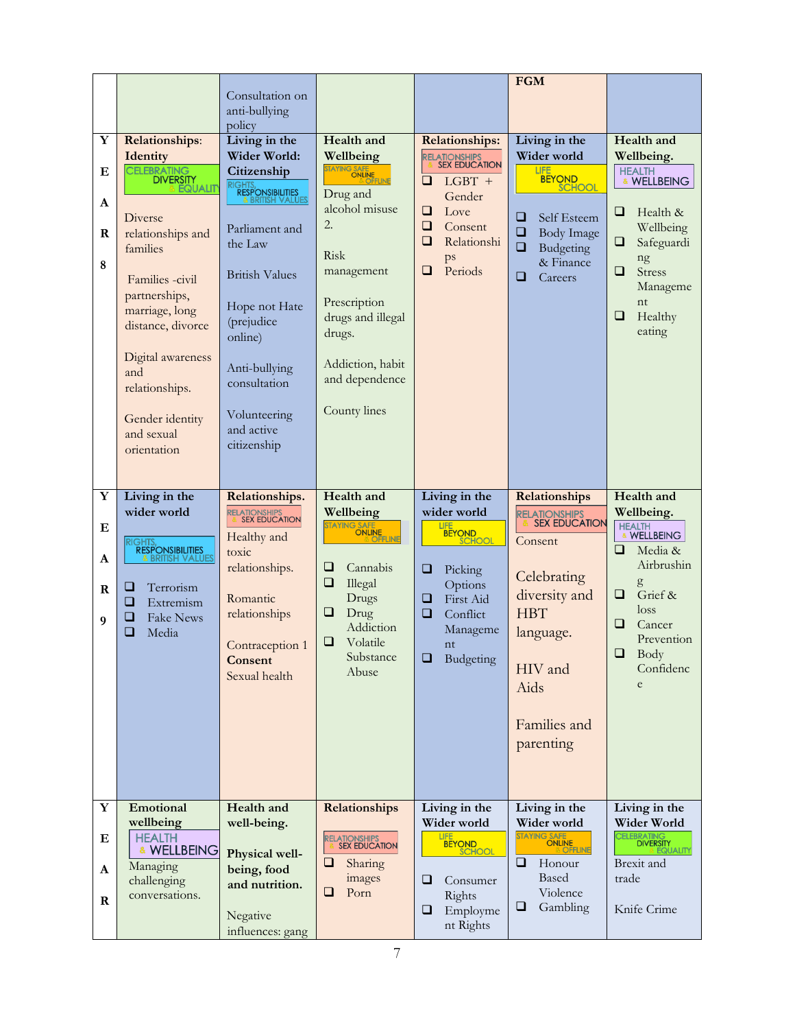| | | | | | | |
|---|---|---|---|---|---|---|
| | | Consultation on anti-bullying policy | | | **FGM** | |
| **YEAR 8** | **Relationships: Identity**<br>CELEBRATING DIVERSITY & EQUALITY<br><br>Diverse relationships and families<br><br>Families -civil partnerships, marriage, long distance, divorce<br><br>Digital awareness and relationships.<br><br>Gender identity and sexual orientation | **Living in the Wider World: Citizenship**<br>RIGHTS, RESPONSIBILITIES & BRITISH VALUES<br><br>Parliament and the Law<br><br>British Values<br><br>Hope not Hate (prejudice online)<br><br>Anti-bullying consultation<br><br>Volunteering and active citizenship | **Health and Wellbeing**<br>STAYING SAFE ONLINE & OFFLINE<br>Drug and alcohol misuse 2.<br><br>Risk management<br><br>Prescription drugs and illegal drugs.<br><br>Addiction, habit and dependence<br><br>County lines | **Relationships:**<br>RELATIONSHIPS & SEX EDUCATION<br>❑ LGBT + Gender<br>❑ Love<br>❑ Consent<br>❑ Relationships<br>❑ Periods | **Living in the Wider world**<br>LIFE BEYOND SCHOOL<br><br>❑ Self Esteem<br>❑ Body Image<br>❑ Budgeting & Finance<br>❑ Careers | **Health and Wellbeing.**<br>HEALTH & WELLBEING<br><br>❑ Health & Wellbeing<br>❑ Safeguarding<br>❑ Stress Management<br>❑ Healthy eating |
| **YEAR 9** | **Living in the wider world**<br><br>RIGHTS, RESPONSIBILITIES & BRITISH VALUES<br><br>❑ Terrorism<br>❑ Extremism<br>❑ Fake News<br>❑ Media | **Relationships.**<br>RELATIONSHIPS & SEX EDUCATION<br>Healthy and toxic relationships.<br><br>Romantic relationships<br><br>Contraception 1<br>**Consent**<br>Sexual health | **Health and Wellbeing**<br>STAYING SAFE ONLINE & OFFLINE<br><br>❑ Cannabis<br>❑ Illegal Drugs<br>❑ Drug Addiction<br>❑ Volatile Substance Abuse | **Living in the wider world**<br>LIFE BEYOND SCHOOL<br><br>❑ Picking Options<br>❑ First Aid<br>❑ Conflict Management<br>❑ Budgeting | **Relationships**<br>RELATIONSHIPS & SEX EDUCATION<br>Consent<br><br>Celebrating diversity and HBT language.<br><br>HIV and Aids<br><br>Families and parenting | **Health and Wellbeing.**<br>HEALTH & WELLBEING<br>❑ Media & Airbrushing<br>❑ Grief & loss<br>❑ Cancer Prevention<br>❑ Body Confidence |
| **YEAR** | **Emotional wellbeing**<br>HEALTH & WELLBEING<br>Managing challenging conversations. | **Health and well-being.**<br><br>**Physical well-being, food and nutrition.**<br><br>Negative influences: gang | **Relationships**<br><br>RELATIONSHIPS & SEX EDUCATION<br>❑ Sharing images<br>❑ Porn | **Living in the Wider World**<br>LIFE BEYOND SCHOOL<br><br>❑ Consumer Rights<br>❑ Employment Rights | **Living in the Wider World**<br>STAYING SAFE ONLINE & OFFLINE<br>❑ Honour Based Violence<br>❑ Gambling | **Living in the Wider World**<br>CELEBRATING DIVERSITY & EQUALITY<br>Brexit and trade<br><br>Knife Crime |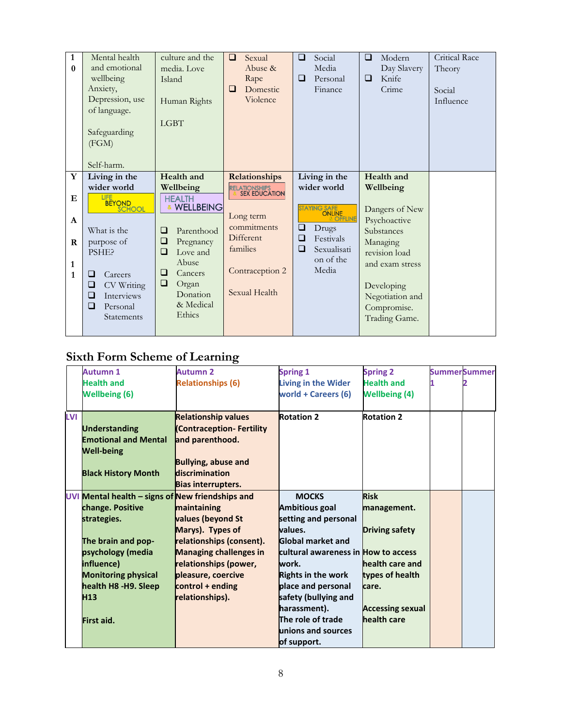| | | | | | | |
|---|---|---|---|---|---|---|
| 10 | Mental health and emotional wellbeing Anxiety, Depression, use of language. Safeguarding (FGM) Self-harm. | culture and the media. Love Island Human Rights LGBT | ❑ Sexual Abuse & Rape ❑ Domestic Violence | ❑ Social Media ❑ Personal Finance | ❑ Modern Day Slavery ❑ Knife Crime | Critical Race Theory Social Influence |
| YEAR 11 | **Living in the wider world** LIFE BEYOND SCHOOL What is the purpose of PSHE? ❑ Careers ❑ CV Writing ❑ Interviews ❑ Personal Statements | **Health and Wellbeing** HEALTH & WELLBEING ❑ Parenthood ❑ Pregnancy ❑ Love and Abuse ❑ Cancers ❑ Organ Donation & Medical Ethics | **Relationships** RELATIONSHIPS & SEX EDUCATION Long term commitments Different families Contraception 2 Sexual Health | **Living in the wider world** STAYING SAFE ONLINE & OFFLINE ❑ Drugs ❑ Festivals ❑ Sexualisation of the Media | **Health and Wellbeing** Dangers of New Psychoactive Substances Managing revision load and exam stress Developing Negotiation and Compromise. Trading Game. | |

## Sixth Form Scheme of Learning

| | Autumn 1 Health and Wellbeing (6) | Autumn 2 Relationships (6) | Spring 1 Living in the Wider world + Careers (6) | Spring 2 Health and Wellbeing (4) | Summer 1 | Summer 2 |
|---|---|---|---|---|---|---|
| LVI | **Understanding Emotional and Mental Well-being** **Black History Month** | **Relationship values (Contraception- Fertility and parenthood.** **Bullying, abuse and discrimination** **Bias interrupters.** | **Rotation 2** | **Rotation 2** | | |
| UVI | **Mental health – signs of change. Positive strategies.** **The brain and pop-psychology (media influence)** **Monitoring physical health H8 -H9. Sleep H13** **First aid.** | **New friendships and maintaining values (beyond St Marys). Types of relationships (consent). Managing challenges in relationships (power, pleasure, coercive control + ending relationships).** | **MOCKS** **Ambitious goal setting and personal values.** **Global market and cultural awareness in work.** **Rights in the work place and personal safety (bullying and harassment).** **The role of trade unions and sources of support.** | **Risk management.** **Driving safety** **How to access health care and types of health care.** **Accessing sexual health care** | | |